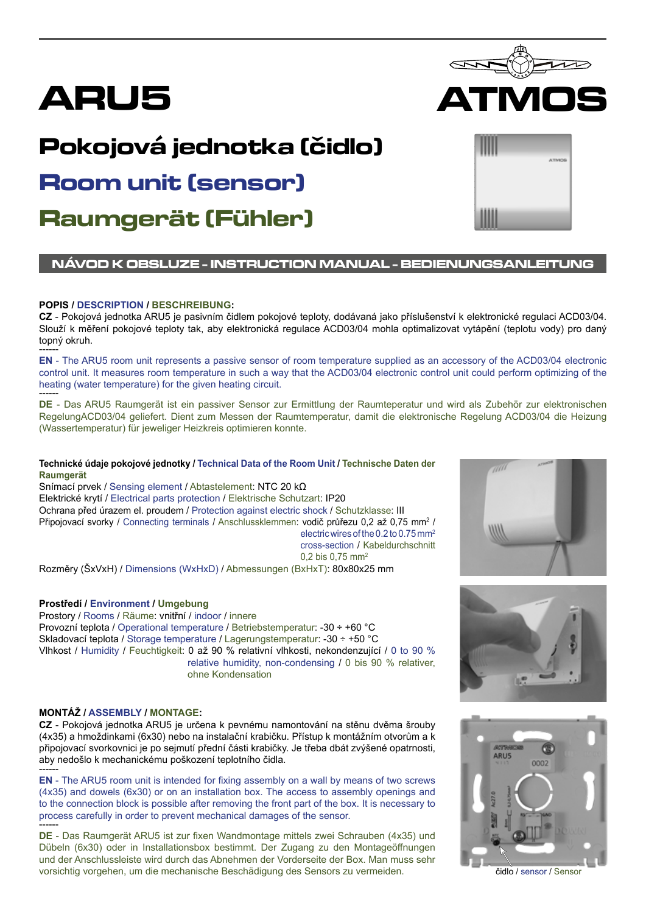# ARU5

# ATMOS

## Pokojová jednotka (čidlo)

## Room unit (sensor)

## Raumgerät (Fühler)

**NÁVOD K OBSLUZE - INSTRUCTION MANUAL - BEDIENUNGSANLEITUNG**

**POPIS / DESCRIPTION / BESCHREIBUNG:**

**CZ** - Pokojová jednotka ARU5 je pasivním čidlem pokojové teploty, dodávaná jako příslušenství k elektronické regulaci ACD03/04. Slouží k měření pokojové teploty tak, aby elektronická regulace ACD03/04 mohla optimalizovat vytápění (teplotu vody) pro daný topný okruh.

------

**EN** - The ARU5 room unit represents a passive sensor of room temperature supplied as an accessory of the ACD03/04 electronic control unit. It measures room temperature in such a way that the ACD03/04 electronic control unit could perform optimizing of the heating (water temperature) for the given heating circuit.

------

**DE** - Das ARU5 Raumgerät ist ein passiver Sensor zur Ermittlung der Raumteperatur und wird als Zubehör zur elektronischen RegelungACD03/04 geliefert. Dient zum Messen der Raumtemperatur, damit die elektronische Regelung ACD03/04 die Heizung (Wassertemperatur) für jeweliger Heizkreis optimieren konnte.

**Technické údaje pokojové jednotky / Technical Data of the Room Unit / Technische Daten der Raumgerät**

Snímací prvek / Sensing element / Abtastelement: NTC 20 kΩ
Elektrické krytí / Electrical parts protection / Elektrische Schutzart: IP20
Ochrana před úrazem el. proudem / Protection against electric shock / Schutzklasse: III
Připojovací svorky / Connecting terminals / Anschlussklemmen: vodič průřezu 0,2 až 0,75 mm$^2$ / electric wires of the 0.2 to 0.75 mm$^2$ cross-section / Kabeldurchschnitt 0,2 bis 0,75 mm$^2$
Rozměry (ŠxVxH) / Dimensions (WxHxD) / Abmessungen (BxHxT): 80x80x25 mm

**Prostředí / Environment / Umgebung**

Prostory / Rooms / Räume: vnitřní / indoor / innere
Provozní teplota / Operational temperature / Betriebstemperatur: -30 ÷ +60 °C
Skladovací teplota / Storage temperature / Lagerungstemperatur: -30 ÷ +50 °C
Vlhkost / Humidity / Feuchtigkeit: 0 až 90 % relativní vlhkosti, nekondenzující / 0 to 90 % relative humidity, non-condensing / 0 bis 90 % relativer, ohne Kondensation

**MONTÁŽ / ASSEMBLY / MONTAGE:**

**CZ** - Pokojová jednotka ARU5 je určena k pevnému namontování na stěnu dvěma šrouby (4x35) a hmoždinkami (6x30) nebo na instalační krabičku. Přístup k montážním otvorům a k připojovací svorkovnici je po sejmutí přední části krabičky. Je třeba dbát zvýšené opatrnosti, aby nedošlo k mechanickému poškození teplotního čidla.

------

**EN** - The ARU5 room unit is intended for fixing assembly on a wall by means of two screws (4x35) and dowels (6x30) or on an installation box. The access to assembly openings and to the connection block is possible after removing the front part of the box. It is necessary to process carefully in order to prevent mechanical damages of the sensor.

------

**DE** - Das Raumgerät ARU5 ist zur fixen Wandmontage mittels zwei Schrauben (4x35) und Dübeln (6x30) oder in Installationsbox bestimmt. Der Zugang zu den Montageöffnungen und der Anschlussleiste wird durch das Abnehmen der Vorderseite der Box. Man muss sehr vorsichtig vorgehen, um die mechanische Beschädigung des Sensors zu vermeiden.

čidlo / sensor / Sensor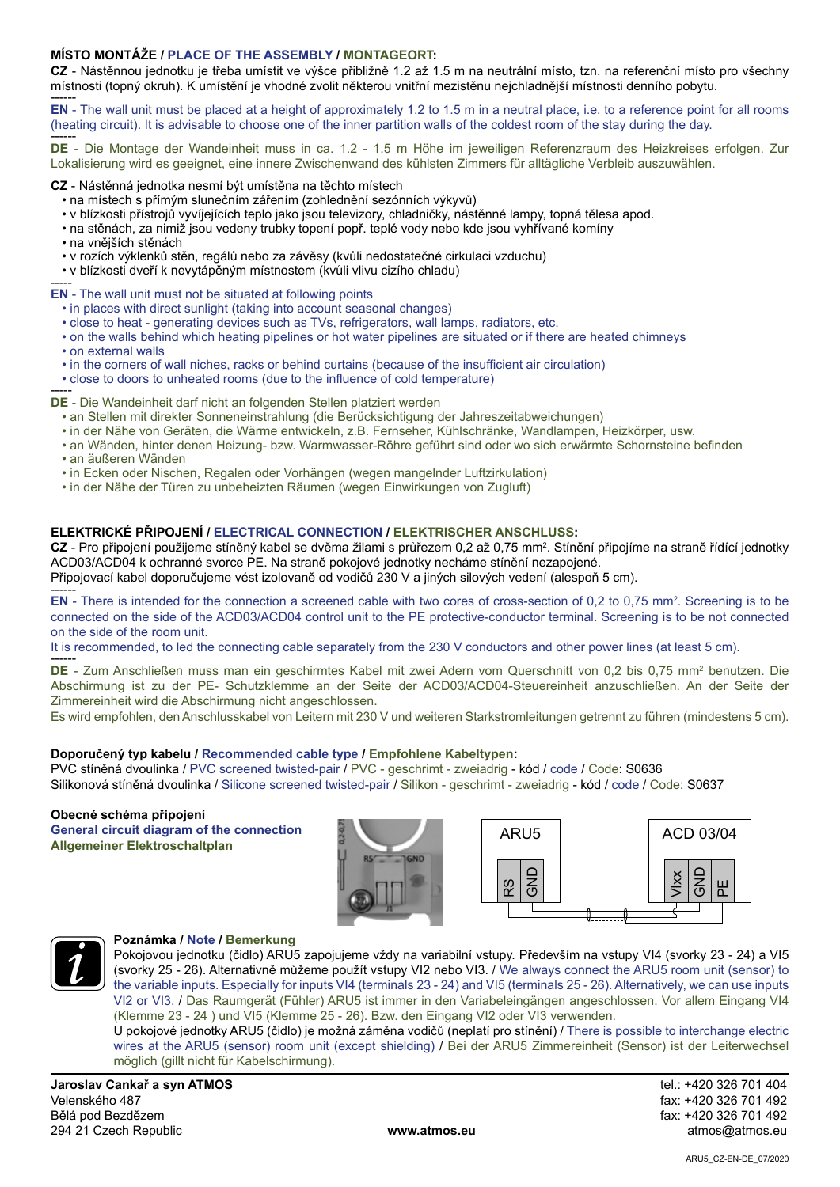**MÍSTO MONTÁŽE / PLACE OF THE ASSEMBLY / MONTAGEORT:**

**CZ** - Nástěnnou jednotku je třeba umístit ve výšce přibližně 1.2 až 1.5 m na neutrální místo, tzn. na referenční místo pro všechny místnosti (topný okruh). K umístění je vhodné zvolit některou vnitřní mezistěnu nejchladnější místnosti denního pobytu.

------

**EN** - The wall unit must be placed at a height of approximately 1.2 to 1.5 m in a neutral place, i.e. to a reference point for all rooms (heating circuit). It is advisable to choose one of the inner partition walls of the coldest room of the stay during the day.

------

**DE** - Die Montage der Wandeinheit muss in ca. 1.2 - 1.5 m Höhe im jeweiligen Referenzraum des Heizkreises erfolgen. Zur Lokalisierung wird es geeignet, eine innere Zwischenwand des kühlsten Zimmers für alltägliche Verbleib auszuwählen.

**CZ** - Nástěnná jednotka nesmí být umístěna na těchto místech

- na místech s přímým slunečním zářením (zohlednění sezónních výkyvů)
- v blízkosti přístrojů vyvíjejících teplo jako jsou televizory, chladničky, nástěnné lampy, topná tělesa apod.
- na stěnách, za nimiž jsou vedeny trubky topení popř. teplé vody nebo kde jsou vyhřívané komíny
- na vnějších stěnách
- v rozích výklenků stěn, regálů nebo za závěsy (kvůli nedostatečné cirkulaci vzduchu)
- v blízkosti dveří k nevytápěným místnostem (kvůli vlivu cizího chladu)

-----

**EN** - The wall unit must not be situated at following points

- in places with direct sunlight (taking into account seasonal changes)
- close to heat - generating devices such as TVs, refrigerators, wall lamps, radiators, etc.
- on the walls behind which heating pipelines or hot water pipelines are situated or if there are heated chimneys
- on external walls
- in the corners of wall niches, racks or behind curtains (because of the insufficient air circulation)
- close to doors to unheated rooms (due to the influence of cold temperature)

-----

**DE** - Die Wandeinheit darf nicht an folgenden Stellen platziert werden

- an Stellen mit direkter Sonneneinstrahlung (die Berücksichtigung der Jahreszeitabweichungen)
- in der Nähe von Geräten, die Wärme entwickeln, z.B. Fernseher, Kühlschränke, Wandlampen, Heizkörper, usw.
- an Wänden, hinter denen Heizung- bzw. Warmwasser-Röhre geführt sind oder wo sich erwärmte Schornsteine befinden
- an äußeren Wänden
- in Ecken oder Nischen, Regalen oder Vorhängen (wegen mangelnder Luftzirkulation)
- in der Nähe der Türen zu unbeheizten Räumen (wegen Einwirkungen von Zugluft)

**ELEKTRICKÉ PŘIPOJENÍ / ELECTRICAL CONNECTION / ELEKTRISCHER ANSCHLUSS:**

**CZ** - Pro připojení použijeme stíněný kabel se dvěma žilami s průřezem 0,2 až 0,75 mm$^2$. Stínění připojíme na straně řídící jednotky ACD03/ACD04 k ochranné svorce PE. Na straně pokojové jednotky necháme stínění nezapojené.
Připojovací kabel doporučujeme vést izolovaně od vodičů 230 V a jiných silových vedení (alespoň 5 cm).

------

**EN** - There is intended for the connection a screened cable with two cores of cross-section of 0,2 to 0,75 mm$^2$. Screening is to be connected on the side of the ACD03/ACD04 control unit to the PE protective-conductor terminal. Screening is to be not connected on the side of the room unit.
It is recommended, to led the connecting cable separately from the 230 V conductors and other power lines (at least 5 cm).

------

**DE** - Zum Anschließen muss man ein geschirmtes Kabel mit zwei Adern vom Querschnitt von 0,2 bis 0,75 mm$^2$ benutzen. Die Abschirmung ist zu der PE- Schutzklemme an der Seite der ACD03/ACD04-Steuereinheit anzuschließen. An der Seite der Zimmereinheit wird die Abschirmung nicht angeschlossen.
Es wird empfohlen, den Anschlusskabel von Leitern mit 230 V und weiteren Starkstromleitungen getrennt zu führen (mindestens 5 cm).

**Doporučený typ kabelu / Recommended cable type / Empfohlene Kabeltypen:**

PVC stíněná dvoulinka / PVC screened twisted-pair / PVC - geschrimt - zweiadrig - kód / code / Code: S0636
Silikonová stíněná dvoulinka / Silicone screened twisted-pair / Silikon - geschrimt - zweiadrig - kód / code / Code: S0637

**Obecné schéma připojení**
**General circuit diagram of the connection**
**Allgemeiner Elektroschaltplan**

ARU5: RS, GND
ACD 03/04: Vlxx, GND, PE

**Poznámka / Note / Bemerkung**

Pokojovou jednotku (čidlo) ARU5 zapojujeme vždy na variabilní vstupy. Především na vstupy VI4 (svorky 23 - 24) a VI5 (svorky 25 - 26). Alternativně můžeme použít vstupy VI2 nebo VI3. / We always connect the ARU5 room unit (sensor) to the variable inputs. Especially for inputs VI4 (terminals 23 - 24) and VI5 (terminals 25 - 26). Alternatively, we can use inputs VI2 or VI3. / Das Raumgerät (Fühler) ARU5 ist immer in den Variabeleingängen angeschlossen. Vor allem Eingang VI4 (Klemme 23 - 24 ) und VI5 (Klemme 25 - 26). Bzw. den Eingang VI2 oder VI3 verwenden.
U pokojové jednotky ARU5 (čidlo) je možná záměna vodičů (neplatí pro stínění) / There is possible to interchange electric wires at the ARU5 (sensor) room unit (except shielding) / Bei der ARU5 Zimmereinheit (Sensor) ist der Leiterwechsel möglich (gillt nicht für Kabelschirmung).

**Jaroslav Cankař a syn ATMOS**
Velenského 487
Bělá pod Bezdězem
294 21 Czech Republic

**www.atmos.eu**

tel.: +420 326 701 404
fax: +420 326 701 492
fax: +420 326 701 492
atmos@atmos.eu

ARU5_CZ-EN-DE_07/2020